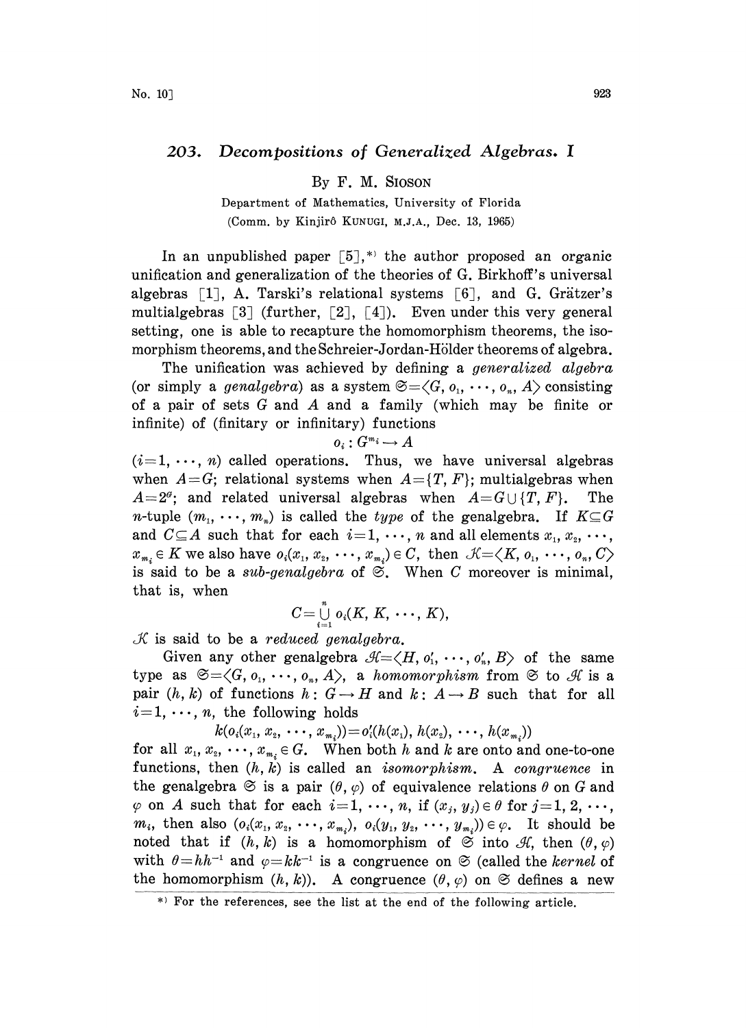# 203. *Decompositions of Generalized Algebras. I*

By F. M. Sioson

Department of Mathematics, University of Florida

(Comm. by Kinjirô Kunugi, M.J.A., Dec. 13, 1965)

In an unpublished paper [5],[*] the author proposed an organic unification and generalization of the theories of G. Birkhoff's universal algebras [1], A. Tarski's relational systems [6], and G. Grätzer's multialgebras [3] (further, [2], [4]). Even under this very general setting, one is able to recapture the homomorphism theorems, the isomorphism theorems, and the Schreier-Jordan-Hölder theorems of algebra.

The unification was achieved by defining a *generalized algebra* (or simply a *genalgebra*) as a system $\mathfrak{S}=\langle G, o_1, \cdots, o_n, A\rangle$ consisting of a pair of sets $G$ and $A$ and a family (which may be finite or infinite) of (finitary or infinitary) functions

$$o_i : G^{m_i} \longrightarrow A$$

($i=1, \cdots, n$) called operations. Thus, we have universal algebras when $A=G$; relational systems when $A=\{T, F\}$; multialgebras when $A=2^G$; and related universal algebras when $A=G\cup\{T, F\}$. The $n$-tuple $(m_1, \cdots, m_n)$ is called the *type* of the genalgebra. If $K\subseteq G$ and $C\subseteq A$ such that for each $i=1, \cdots, n$ and all elements $x_1, x_2, \cdots, x_{m_i}\in K$ we also have $o_i(x_1, x_2, \cdots, x_{m_i})\in C$, then $\mathcal{K}=\langle K, o_1, \cdots, o_n, C\rangle$ is said to be a *sub-genalgebra* of $\mathfrak{S}$. When $C$ moreover is minimal, that is, when

$$C=\bigcup_{i=1}^{n} o_i(K, K, \cdots, K),$$

$\mathcal{K}$ is said to be a *reduced genalgebra*.

Given any other genalgebra $\mathcal{H}=\langle H, o_1', \cdots, o_n', B\rangle$ of the same type as $\mathfrak{S}=\langle G, o_1, \cdots, o_n, A\rangle$, a *homomorphism* from $\mathfrak{S}$ to $\mathcal{H}$ is a pair $(h, k)$ of functions $h: G\rightarrow H$ and $k: A\rightarrow B$ such that for all $i=1, \cdots, n$, the following holds

$$k(o_i(x_1, x_2, \cdots, x_{m_i}))=o_i'(h(x_1), h(x_2), \cdots, h(x_{m_i}))$$

for all $x_1, x_2, \cdots, x_{m_i}\in G$. When both $h$ and $k$ are onto and one-to-one functions, then $(h, k)$ is called an *isomorphism*. A *congruence* in the genalgebra $\mathfrak{S}$ is a pair $(\theta, \varphi)$ of equivalence relations $\theta$ on $G$ and $\varphi$ on $A$ such that for each $i=1, \cdots, n$, if $(x_j, y_j)\in\theta$ for $j=1, 2, \cdots, m_i$, then also $(o_i(x_1, x_2, \cdots, x_{m_i}), o_i(y_1, y_2, \cdots, y_{m_i}))\in\varphi$. It should be noted that if $(h, k)$ is a homomorphism of $\mathfrak{S}$ into $\mathcal{H}$, then $(\theta, \varphi)$ with $\theta=hh^{-1}$ and $\varphi=kk^{-1}$ is a congruence on $\mathfrak{S}$ (called the *kernel* of the homomorphism $(h, k)$). A congruence $(\theta, \varphi)$ on $\mathfrak{S}$ defines a new

[*] For the references, see the list at the end of the following article.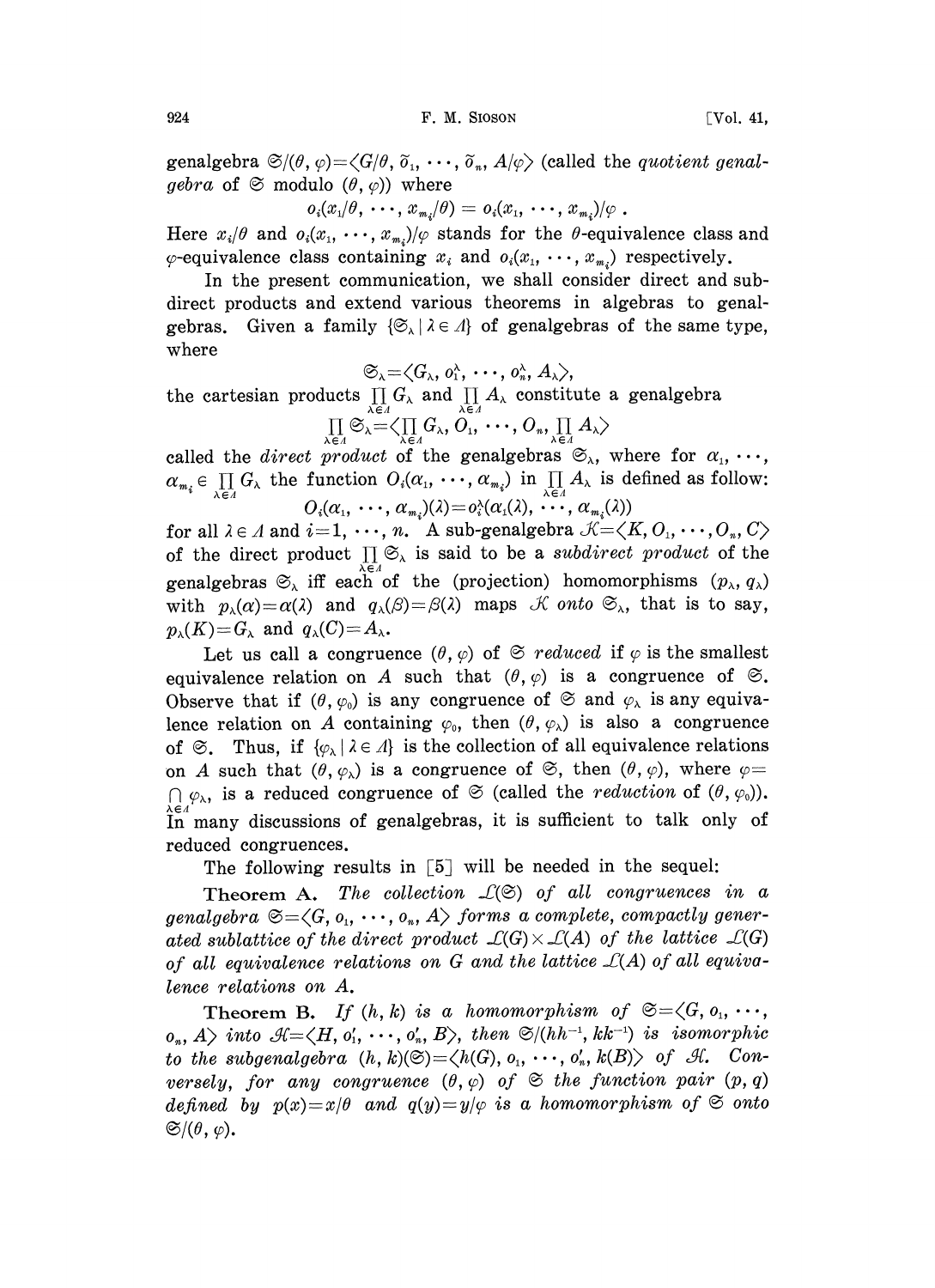genalgebra $\mathfrak{S}/(\theta, \varphi) = \langle G/\theta, \tilde{o}_1, \cdots, \tilde{o}_n, A/\varphi \rangle$ (called the *quotient genalgebra* of $\mathfrak{S}$ modulo $(\theta, \varphi)$) where

$$o_i(x_1/\theta, \cdots, x_{m_i}/\theta) = o_i(x_1, \cdots, x_{m_i})/\varphi .$$

Here $x_i/\theta$ and $o_i(x_1, \cdots, x_{m_i})/\varphi$ stands for the $\theta$-equivalence class and $\varphi$-equivalence class containing $x_i$ and $o_i(x_1, \cdots, x_{m_i})$ respectively.

In the present communication, we shall consider direct and subdirect products and extend various theorems in algebras to genalgebras. Given a family $\{\mathfrak{S}_\lambda \mid \lambda \in \Lambda\}$ of genalgebras of the same type, where

$$\mathfrak{S}_\lambda = \langle G_\lambda, o_1^\lambda, \cdots, o_n^\lambda, A_\lambda \rangle,$$

the cartesian products $\prod_{\lambda \in \Lambda} G_\lambda$ and $\prod_{\lambda \in \Lambda} A_\lambda$ constitute a genalgebra

$$\prod_{\lambda \in \Lambda} \mathfrak{S}_\lambda = \langle \prod_{\lambda \in \Lambda} G_\lambda, O_1, \cdots, O_n, \prod_{\lambda \in \Lambda} A_\lambda \rangle$$

called the *direct product* of the genalgebras $\mathfrak{S}_\lambda$, where for $\alpha_1, \cdots, \alpha_{m_i} \in \prod_{\lambda \in \Lambda} G_\lambda$ the function $O_i(\alpha_1, \cdots, \alpha_{m_i})$ in $\prod_{\lambda \in \Lambda} A_\lambda$ is defined as follow:

$$O_i(\alpha_1, \cdots, \alpha_{m_i})(\lambda) = o_i^\lambda(\alpha_1(\lambda), \cdots, \alpha_{m_i}(\lambda))$$

for all $\lambda \in \Lambda$ and $i = 1, \cdots, n$. A sub-genalgebra $\mathcal{K} = \langle K, O_1, \cdots, O_n, C \rangle$ of the direct product $\prod_{\lambda \in \Lambda} \mathfrak{S}_\lambda$ is said to be a *subdirect product* of the genalgebras $\mathfrak{S}_\lambda$ iff each of the (projection) homomorphisms $(p_\lambda, q_\lambda)$ with $p_\lambda(\alpha) = \alpha(\lambda)$ and $q_\lambda(\beta) = \beta(\lambda)$ maps $\mathcal{K}$ *onto* $\mathfrak{S}_\lambda$, that is to say, $p_\lambda(K) = G_\lambda$ and $q_\lambda(C) = A_\lambda$.

Let us call a congruence $(\theta, \varphi)$ of $\mathfrak{S}$ *reduced* if $\varphi$ is the smallest equivalence relation on $A$ such that $(\theta, \varphi)$ is a congruence of $\mathfrak{S}$. Observe that if $(\theta, \varphi_0)$ is any congruence of $\mathfrak{S}$ and $\varphi_\lambda$ is any equivalence relation on $A$ containing $\varphi_0$, then $(\theta, \varphi_\lambda)$ is also a congruence of $\mathfrak{S}$. Thus, if $\{\varphi_\lambda \mid \lambda \in \Lambda\}$ is the collection of all equivalence relations on $A$ such that $(\theta, \varphi_\lambda)$ is a congruence of $\mathfrak{S}$, then $(\theta, \varphi)$, where $\varphi = \bigcap_{\lambda \in \Lambda} \varphi_\lambda$, is a reduced congruence of $\mathfrak{S}$ (called the *reduction* of $(\theta, \varphi_0)$). In many discussions of genalgebras, it is sufficient to talk only of reduced congruences.

The following results in [5] will be needed in the sequel:

**Theorem A.** *The collection $\mathcal{L}(\mathfrak{S})$ of all congruences in a genalgebra $\mathfrak{S} = \langle G, o_1, \cdots, o_n, A \rangle$ forms a complete, compactly generated sublattice of the direct product $\mathcal{L}(G) \times \mathcal{L}(A)$ of the lattice $\mathcal{L}(G)$ of all equivalence relations on $G$ and the lattice $\mathcal{L}(A)$ of all equivalence relations on $A$.*

**Theorem B.** *If $(h, k)$ is a homomorphism of $\mathfrak{S} = \langle G, o_1, \cdots, o_n, A \rangle$ into $\mathcal{H} = \langle H, o_1', \cdots, o_n', B \rangle$, then $\mathfrak{S}/(hh^{-1}, kk^{-1})$ is isomorphic to the subgenalgebra $(h, k)(\mathfrak{S}) = \langle h(G), o_1, \cdots, o_n', k(B) \rangle$ of $\mathcal{H}$. Conversely, for any congruence $(\theta, \varphi)$ of $\mathfrak{S}$ the function pair $(p, q)$ defined by $p(x) = x/\theta$ and $q(y) = y/\varphi$ is a homomorphism of $\mathfrak{S}$ onto $\mathfrak{S}/(\theta, \varphi)$.*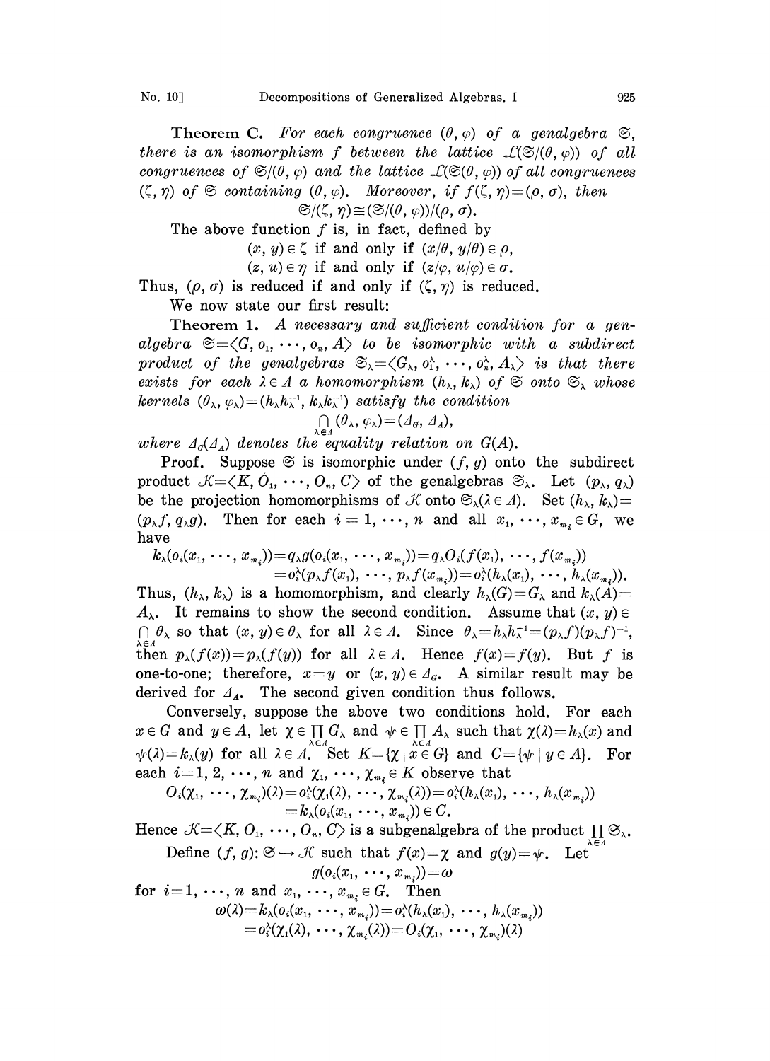**Theorem C.** *For each congruence $(\theta, \varphi)$ of a genalgebra $\mathfrak{S}$, there is an isomorphism $f$ between the lattice $\mathcal{L}(\mathfrak{S}/(\theta, \varphi))$ of all congruences of $\mathfrak{S}/(\theta, \varphi)$ and the lattice $\mathcal{L}(\mathfrak{S}(\theta, \varphi))$ of all congruences $(\zeta, \eta)$ of $\mathfrak{S}$ containing $(\theta, \varphi)$. Moreover, if $f(\zeta, \eta) = (\rho, \sigma)$, then*

$$\mathfrak{S}/(\zeta, \eta) \cong (\mathfrak{S}/(\theta, \varphi))/(\rho, \sigma).$$

The above function $f$ is, in fact, defined by

$$(x, y) \in \zeta \text{ if and only if } (x/\theta, y/\theta) \in \rho,$$
$$(z, u) \in \eta \text{ if and only if } (z/\varphi, u/\varphi) \in \sigma.$$

Thus, $(\rho, \sigma)$ is reduced if and only if $(\zeta, \eta)$ is reduced.

We now state our first result:

**Theorem 1.** *A necessary and sufficient condition for a genalgebra $\mathfrak{S} = \langle G, o_1, \cdots, o_n, A \rangle$ to be isomorphic with a subdirect product of the genalgebras $\mathfrak{S}_\lambda = \langle G_\lambda, o_1^\lambda, \cdots, o_n^\lambda, A_\lambda \rangle$ is that there exists for each $\lambda \in \Lambda$ a homomorphism $(h_\lambda, k_\lambda)$ of $\mathfrak{S}$ onto $\mathfrak{S}_\lambda$ whose kernels $(\theta_\lambda, \varphi_\lambda) = (h_\lambda h_\lambda^{-1}, k_\lambda k_\lambda^{-1})$ satisfy the condition*

$$\bigcap_{\lambda \in \Lambda} (\theta_\lambda, \varphi_\lambda) = (\Delta_G, \Delta_A),$$

*where $\Delta_G(\Delta_A)$ denotes the equality relation on $G(A)$.*

Proof. Suppose $\mathfrak{S}$ is isomorphic under $(f, g)$ onto the subdirect product $\mathcal{K} = \langle K, O_1, \cdots, O_n, C \rangle$ of the genalgebras $\mathfrak{S}_\lambda$. Let $(p_\lambda, q_\lambda)$ be the projection homomorphisms of $\mathcal{K}$ onto $\mathfrak{S}_\lambda (\lambda \in \Lambda)$. Set $(h_\lambda, k_\lambda) = (p_\lambda f, q_\lambda g)$. Then for each $i = 1, \cdots, n$ and all $x_1, \cdots, x_{m_i} \in G$, we have

$$\begin{aligned} k_\lambda(o_i(x_1, \cdots, x_{m_i})) &= q_\lambda g(o_i(x_1, \cdots, x_{m_i})) = q_\lambda O_i(f(x_1), \cdots, f(x_{m_i})) \\ &= o_i^\lambda(p_\lambda f(x_1), \cdots, p_\lambda f(x_{m_i})) = o_i^\lambda(h_\lambda(x_1), \cdots, h_\lambda(x_{m_i})). \end{aligned}$$

Thus, $(h_\lambda, k_\lambda)$ is a homomorphism, and clearly $h_\lambda(G) = G_\lambda$ and $k_\lambda(A) = A_\lambda$. It remains to show the second condition. Assume that $(x, y) \in \bigcap_{\lambda \in \Lambda} \theta_\lambda$ so that $(x, y) \in \theta_\lambda$ for all $\lambda \in \Lambda$. Since $\theta_\lambda = h_\lambda h_\lambda^{-1} = (p_\lambda f)(p_\lambda f)^{-1}$, then $p_\lambda(f(x)) = p_\lambda(f(y))$ for all $\lambda \in \Lambda$. Hence $f(x) = f(y)$. But $f$ is one-to-one; therefore, $x = y$ or $(x, y) \in \Delta_G$. A similar result may be derived for $\Delta_A$. The second given condition thus follows.

Conversely, suppose the above two conditions hold. For each $x \in G$ and $y \in A$, let $\chi \in \prod_{\lambda \in \Lambda} G_\lambda$ and $\psi \in \prod_{\lambda \in \Lambda} A_\lambda$ such that $\chi(\lambda) = h_\lambda(x)$ and $\psi(\lambda) = k_\lambda(y)$ for all $\lambda \in \Lambda$. Set $K = \{\chi \mid x \in G\}$ and $C = \{\psi \mid y \in A\}$. For each $i = 1, 2, \cdots, n$ and $\chi_1, \cdots, \chi_{m_i} \in K$ observe that

$$\begin{aligned} O_i(\chi_1, \cdots, \chi_{m_i})(\lambda) &= o_i^\lambda(\chi_1(\lambda), \cdots, \chi_{m_i}(\lambda)) = o_i^\lambda(h_\lambda(x_1), \cdots, h_\lambda(x_{m_i})) \\ &= k_\lambda(o_i(x_1, \cdots, x_{m_i})) \in C. \end{aligned}$$

Hence $\mathcal{K} = \langle K, O_1, \cdots, O_n, C \rangle$ is a subgenalgebra of the product $\prod_{\lambda \in \Lambda} \mathfrak{S}_\lambda$.

Define $(f, g) : \mathfrak{S} \to \mathcal{K}$ such that $f(x) = \chi$ and $g(y) = \psi$. Let

$$g(o_i(x_1, \cdots, x_{m_i})) = \omega$$

for $i = 1, \cdots, n$ and $x_1, \cdots, x_{m_i} \in G$. Then

$$\begin{aligned} \omega(\lambda) &= k_\lambda(o_i(x_1, \cdots, x_{m_i})) = o_i^\lambda(h_\lambda(x_1), \cdots, h_\lambda(x_{m_i})) \\ &= o_i^\lambda(\chi_1(\lambda), \cdots, \chi_{m_i}(\lambda)) = O_i(\chi_1, \cdots, \chi_{m_i})(\lambda) \end{aligned}$$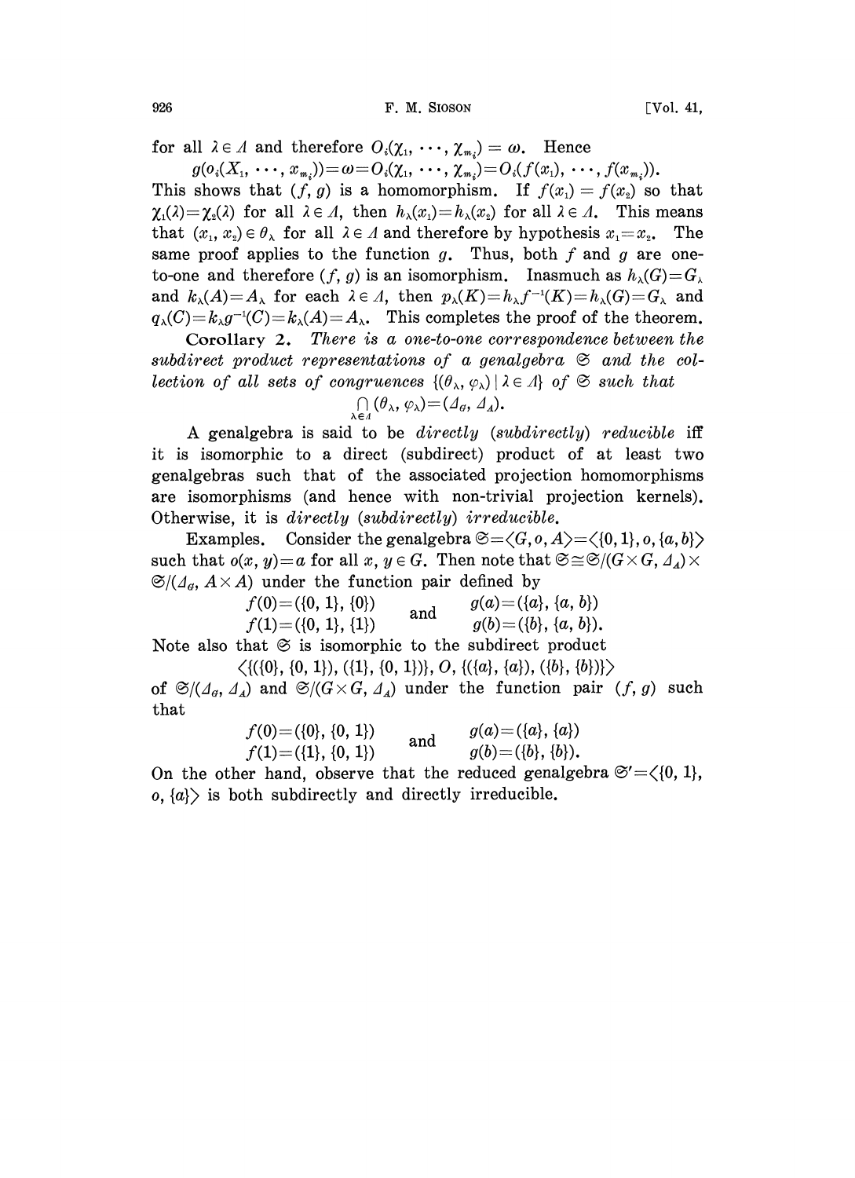for all $\lambda \in \Lambda$ and therefore $O_i(\chi_1, \cdots, \chi_{m_i}) = \omega$. Hence

$$g(o_i(X_1, \cdots, x_{m_i})) = \omega = O_i(\chi_1, \cdots, \chi_{m_i}) = O_i(f(x_1), \cdots, f(x_{m_i})).$$

This shows that $(f, g)$ is a homomorphism. If $f(x_1) = f(x_2)$ so that $\chi_1(\lambda) = \chi_2(\lambda)$ for all $\lambda \in \Lambda$, then $h_\lambda(x_1) = h_\lambda(x_2)$ for all $\lambda \in \Lambda$. This means that $(x_1, x_2) \in \theta_\lambda$ for all $\lambda \in \Lambda$ and therefore by hypothesis $x_1 = x_2$. The same proof applies to the function $g$. Thus, both $f$ and $g$ are one-to-one and therefore $(f, g)$ is an isomorphism. Inasmuch as $h_\lambda(G) = G_\lambda$ and $k_\lambda(A) = A_\lambda$ for each $\lambda \in \Lambda$, then $p_\lambda(K) = h_\lambda f^{-1}(K) = h_\lambda(G) = G_\lambda$ and $q_\lambda(C) = k_\lambda g^{-1}(C) = k_\lambda(A) = A_\lambda$. This completes the proof of the theorem.

**Corollary 2.** *There is a one-to-one correspondence between the subdirect product representations of a genalgebra* $\mathfrak{S}$ *and the collection of all sets of congruences* $\{(\theta_\lambda, \varphi_\lambda) \mid \lambda \in \Lambda\}$ *of* $\mathfrak{S}$ *such that*

$$\bigcap_{\lambda \in \Lambda} (\theta_\lambda, \varphi_\lambda) = (\Delta_G, \Delta_A).$$

A genalgebra is said to be *directly* (*subdirectly*) *reducible* iff it is isomorphic to a direct (subdirect) product of at least two genalgebras such that of the associated projection homomorphisms are isomorphisms (and hence with non-trivial projection kernels). Otherwise, it is *directly* (*subdirectly*) *irreducible*.

Examples. Consider the genalgebra $\mathfrak{S} = \langle G, o, A \rangle = \langle \{0, 1\}, o, \{a, b\} \rangle$ such that $o(x, y) = a$ for all $x, y \in G$. Then note that $\mathfrak{S} \cong \mathfrak{S}/(G \times G, \Delta_A) \times \mathfrak{S}/(\Delta_G, A \times A)$ under the function pair defined by

$$f(0) = (\{0, 1\}, \{0\}) \qquad \text{and} \qquad g(a) = (\{a\}, \{a, b\})$$
$$f(1) = (\{0, 1\}, \{1\}) \qquad \qquad \qquad g(b) = (\{b\}, \{a, b\}).$$

Note also that $\mathfrak{S}$ is isomorphic to the subdirect product

$$\langle \{(\{0\}, \{0, 1\}), (\{1\}, \{0, 1\})\}, O, \{(\{a\}, \{a\}), (\{b\}, \{b\})\} \rangle$$

of $\mathfrak{S}/(\Delta_G, \Delta_A)$ and $\mathfrak{S}/(G \times G, \Delta_A)$ under the function pair $(f, g)$ such that

$$f(0) = (\{0\}, \{0, 1\}) \qquad \text{and} \qquad g(a) = (\{a\}, \{a\})$$
$$f(1) = (\{1\}, \{0, 1\}) \qquad \qquad \qquad g(b) = (\{b\}, \{b\}).$$

On the other hand, observe that the reduced genalgebra $\mathfrak{S}' = \langle \{0, 1\}, o, \{a\} \rangle$ is both subdirectly and directly irreducible.